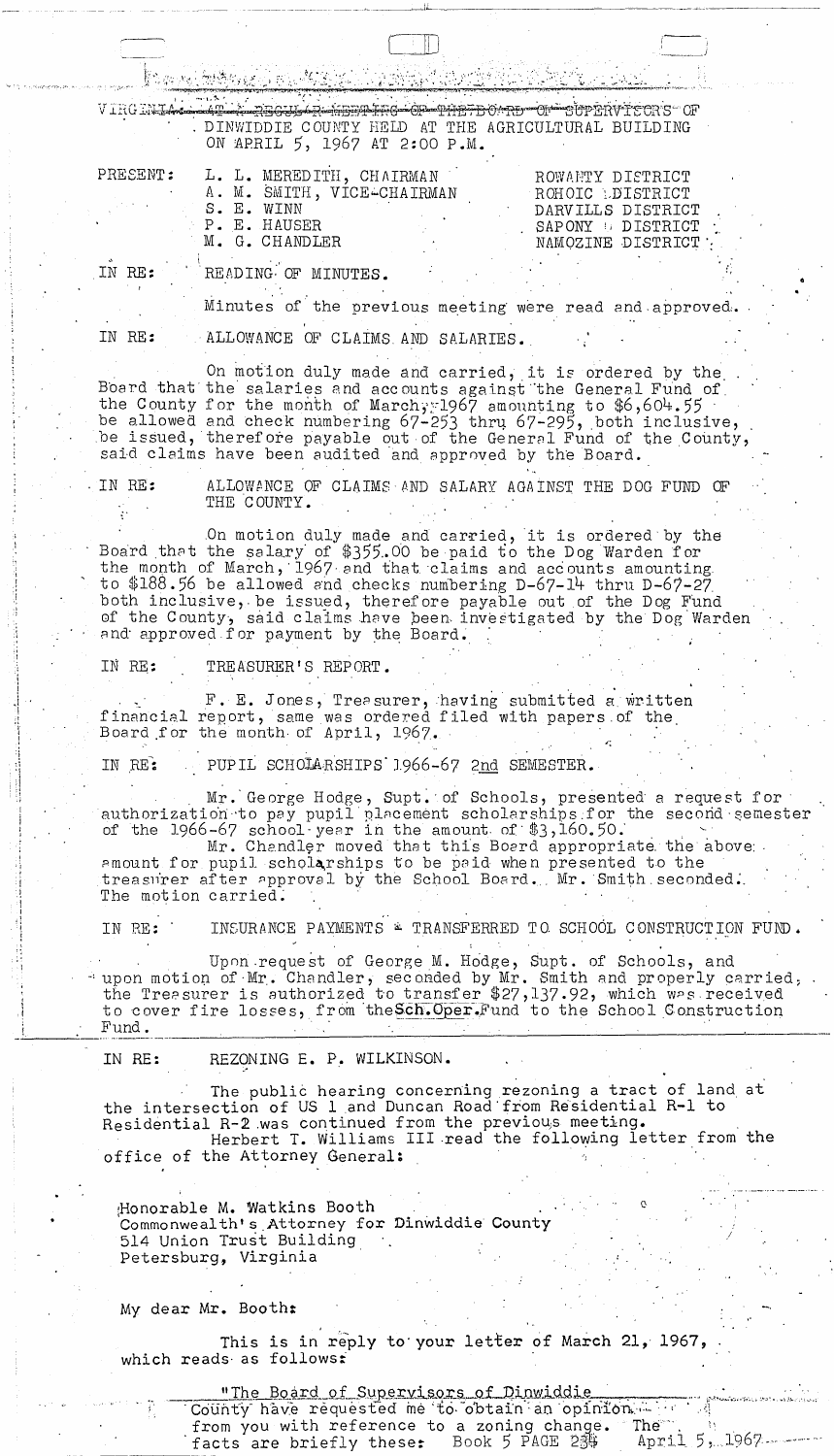VIRGINIA: AT A REGULAR MEETING OF THE BOARD OF SUPERVISORS OF DINWIDDIE COUNTY HELD AT THE AGRICULTURAL BUILDING ON APRIL 5, 1967 AT 2:00 P.M.

| PRESENT: | | |
|---|---|---|
| | L. L. MEREDITH, CHAIRMAN | ROWANTY DISTRICT |
| | A. M. SMITH, VICE-CHAIRMAN | ROHOIC DISTRICT |
| | S. E. WINN | DARVILLS DISTRICT |
| | P. E. HAUSER | SAPONY DISTRICT |
| | M. G. CHANDLER | NAMOZINE DISTRICT |

IN RE: READING OF MINUTES.

Minutes of the previous meeting were read and approved.

IN RE: ALLOWANCE OF CLAIMS AND SALARIES.

On motion duly made and carried, it is ordered by the Board that the salaries and accounts against the General Fund of the County for the month of March, 1967 amounting to $6,604.55 be allowed and check numbering 67-253 thru 67-295, both inclusive, be issued, therefore payable out of the General Fund of the County, said claims have been audited and approved by the Board.

IN RE: ALLOWANCE OF CLAIMS AND SALARY AGAINST THE DOG FUND OF THE COUNTY.

On motion duly made and carried, it is ordered by the Board that the salary of $355.00 be paid to the Dog Warden for the month of March, 1967 and that claims and accounts amounting to $188.56 be allowed and checks numbering D-67-14 thru D-67-27 both inclusive, be issued, therefore payable out of the Dog Fund of the County, said claims have been investigated by the Dog Warden and approved for payment by the Board.

IN RE: TREASURER'S REPORT.

F. E. Jones, Treasurer, having submitted a written financial report, same was ordered filed with papers of the Board for the month of April, 1967.

IN RE: PUPIL SCHOLARSHIPS 1966-67 2nd SEMESTER.

Mr. George Hodge, Supt. of Schools, presented a request for authorization to pay pupil placement scholarships for the second semester of the 1966-67 school year in the amount of $3,160.50.

Mr. Chandler moved that this Board appropriate the above amount for pupil scholarships to be paid when presented to the treasurer after approval by the School Board. Mr. Smith seconded. The motion carried.

IN RE: INSURANCE PAYMENTS - TRANSFERRED TO SCHOOL CONSTRUCTION FUND.

Upon request of George M. Hodge, Supt. of Schools, and upon motion of Mr. Chandler, seconded by Mr. Smith and properly carried, the Treasurer is authorized to transfer $27,137.92, which was received to cover fire losses, from the Sch. Oper. Fund to the School Construction Fund.

IN RE: REZONING E. P. WILKINSON.

The public hearing concerning rezoning a tract of land at the intersection of US 1 and Duncan Road from Residential R-1 to Residential R-2 was continued from the previous meeting.

Herbert T. Williams III read the following letter from the office of the Attorney General:

Honorable M. Watkins Booth
Commonwealth's Attorney for Dinwiddie County
514 Union Trust Building
Petersburg, Virginia

My dear Mr. Booth:

This is in reply to your letter of March 21, 1967, which reads as follows:

"The Board of Supervisors of Dinwiddie County have requested me to obtain an opinion from you with reference to a zoning change. The facts are briefly these:

Book 5 PAGE 234 April 5, 1967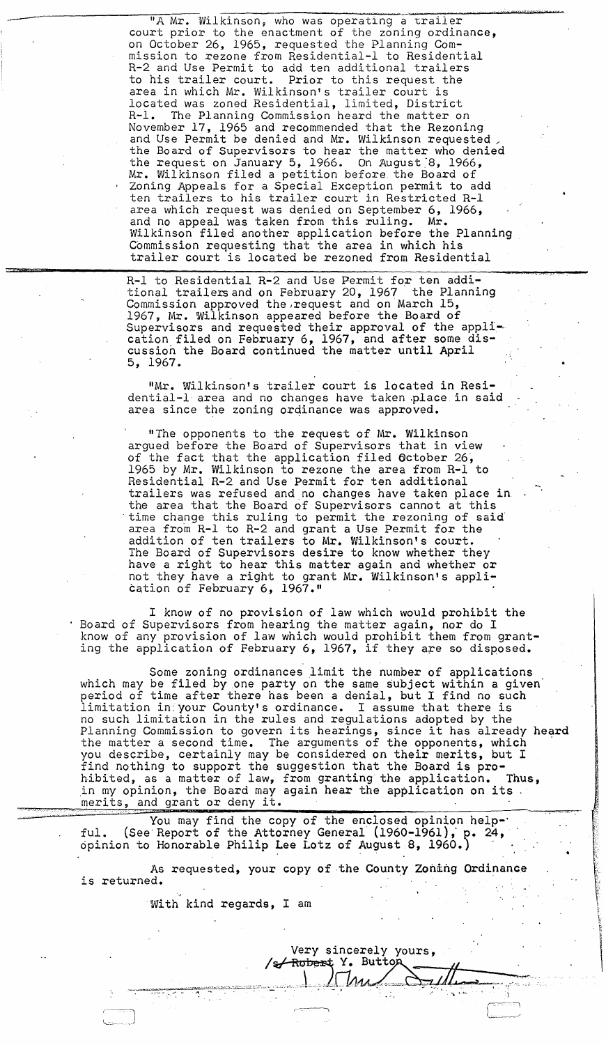"A Mr. Wilkinson, who was operating a trailer court prior to the enactment of the zoning ordinance, on October 26, 1965, requested the Planning Commission to rezone from Residential-1 to Residential R-2 and Use Permit to add ten additional trailers to his trailer court. Prior to this request the area in which Mr. Wilkinson's trailer court is located was zoned Residential, limited, District R-1. The Planning Commission heard the matter on November 17, 1965 and recommended that the Rezoning and Use Permit be denied and Mr. Wilkinson requested the Board of Supervisors to hear the matter who denied the request on January 5, 1966. On August 8, 1966, Mr. Wilkinson filed a petition before the Board of Zoning Appeals for a Special Exception permit to add ten trailers to his trailer court in Restricted R-1 area which request was denied on September 6, 1966, and no appeal was taken from this ruling. Mr. Wilkinson filed another application before the Planning Commission requesting that the area in which his trailer court is located be rezoned from Residential R-1 to Residential R-2 and Use Permit for ten additional trailers and on February 20, 1967 the Planning Commission approved the request and on March 15, 1967, Mr. Wilkinson appeared before the Board of Supervisors and requested their approval of the application filed on February 6, 1967, and after some discussion the Board continued the matter until April 5, 1967.

"Mr. Wilkinson's trailer court is located in Residential-1 area and no changes have taken place in said area since the zoning ordinance was approved.

"The opponents to the request of Mr. Wilkinson argued before the Board of Supervisors that in view of the fact that the application filed October 26, 1965 by Mr. Wilkinson to rezone the area from R-1 to Residential R-2 and Use Permit for ten additional trailers was refused and no changes have taken place in the area that the Board of Supervisors cannot at this time change this ruling to permit the rezoning of said area from R-1 to R-2 and grant a Use Permit for the addition of ten trailers to Mr. Wilkinson's court. The Board of Supervisors desire to know whether they have a right to hear this matter again and whether or not they have a right to grant Mr. Wilkinson's application of February 6, 1967."

I know of no provision of law which would prohibit the Board of Supervisors from hearing the matter again, nor do I know of any provision of law which would prohibit them from granting the application of February 6, 1967, if they are so disposed.

Some zoning ordinances limit the number of applications which may be filed by one party on the same subject within a given period of time after there has been a denial, but I find no such limitation in your County's ordinance. I assume that there is no such limitation in the rules and regulations adopted by the Planning Commission to govern its hearings, since it has already heard the matter a second time. The arguments of the opponents, which you describe, certainly may be considered on their merits, but I find nothing to support the suggestion that the Board is prohibited, as a matter of law, from granting the application. Thus, in my opinion, the Board may again hear the application on its merits, and grant or deny it.

You may find the copy of the enclosed opinion helpful. (See Report of the Attorney General (1960-1961), p. 24, opinion to Honorable Philip Lee Lotz of August 8, 1960.)

As requested, your copy of the County Zoning Ordinance is returned.

With kind regards, I am

Very sincerely yours,

/s/ ~~Robert~~ Y. Button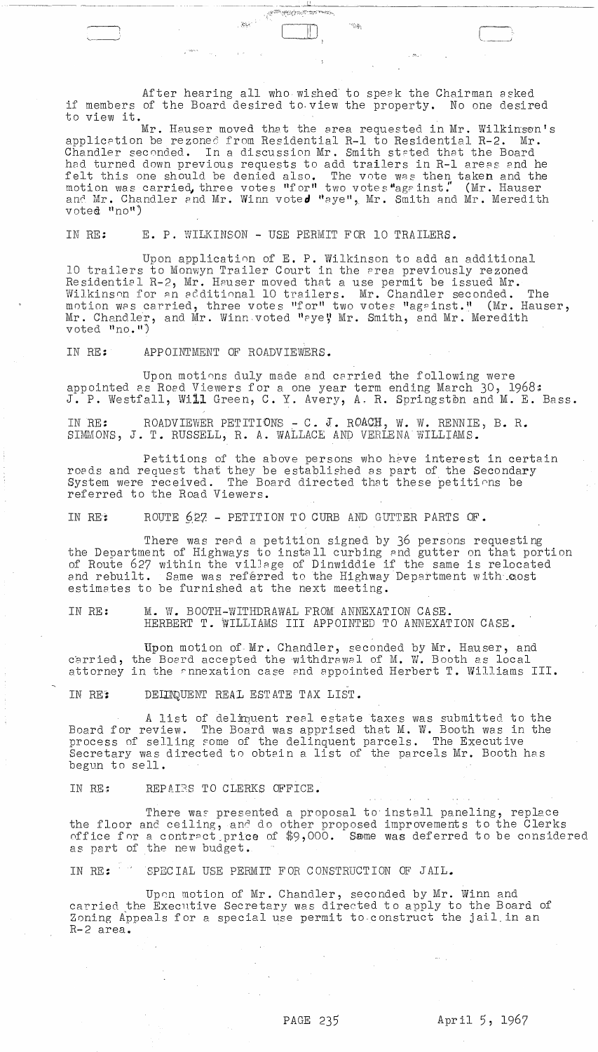After hearing all who wished to speak the Chairman asked if members of the Board desired to view the property. No one desired to view it.

Mr. Hauser moved that the area requested in Mr. Wilkinson's application be rezoned from Residential R-1 to Residential R-2. Mr. Chandler seconded. In a discussion Mr. Smith stated that the Board had turned down previous requests to add trailers in R-1 areas and he felt this one should be denied also. The vote was then taken and the motion was carried, three votes "for" two votes "against." (Mr. Hauser and Mr. Chandler and Mr. Winn voted "aye", Mr. Smith and Mr. Meredith voted "no")

IN RE: E. P. WILKINSON - USE PERMIT FOR 10 TRAILERS.

Upon application of E. P. Wilkinson to add an additional 10 trailers to Monwyn Trailer Court in the area previously rezoned Residential R-2, Mr. Hauser moved that a use permit be issued Mr. Wilkinson for an additional 10 trailers. Mr. Chandler seconded. The motion was carried, three votes "for" two votes "against." (Mr. Hauser, Mr. Chandler, and Mr. Winn voted "aye" Mr. Smith, and Mr. Meredith voted "no.")

IN RE: APPOINTMENT OF ROADVIEWERS.

Upon motions duly made and carried the following were appointed as Road Viewers for a one year term ending March 30, 1968: J. P. Westfall, Will Green, C. Y. Avery, A. R. Springston and M. E. Bass.

IN RE: ROADVIEWER PETITIONS - C. J. ROACH, W. W. RENNIE, B. R. SIMMONS, J. T. RUSSELL, R. A. WALLACE AND VERLENA WILLIAMS.

Petitions of the above persons who have interest in certain roads and request that they be established as part of the Secondary System were received. The Board directed that these petitions be referred to the Road Viewers.

IN RE: ROUTE 627 - PETITION TO CURB AND GUTTER PARTS OF.

There was read a petition signed by 36 persons requesting the Department of Highways to install curbing and gutter on that portion of Route 627 within the village of Dinwiddie if the same is relocated and rebuilt. Same was referred to the Highway Department with cost estimates to be furnished at the next meeting.

IN RE: M. W. BOOTH-WITHDRAWAL FROM ANNEXATION CASE.
HERBERT T. WILLIAMS III APPOINTED TO ANNEXATION CASE.

Upon motion of Mr. Chandler, seconded by Mr. Hauser, and carried, the Board accepted the withdrawal of M. W. Booth as local attorney in the annexation case and appointed Herbert T. Williams III.

IN RE: DELINQUENT REAL ESTATE TAX LIST.

A list of delinquent real estate taxes was submitted to the Board for review. The Board was apprised that M. W. Booth was in the process of selling some of the delinquent parcels. The Executive Secretary was directed to obtain a list of the parcels Mr. Booth has begun to sell.

IN RE: REPAIRS TO CLERKS OFFICE.

There was presented a proposal to install paneling, replace the floor and ceiling, and do other proposed improvements to the Clerks office for a contract price of $9,000. Same was deferred to be considered as part of the new budget.

IN RE: SPECIAL USE PERMIT FOR CONSTRUCTION OF JAIL.

Upon motion of Mr. Chandler, seconded by Mr. Winn and carried the Executive Secretary was directed to apply to the Board of Zoning Appeals for a special use permit to construct the jail in an R-2 area.

April 5, 1967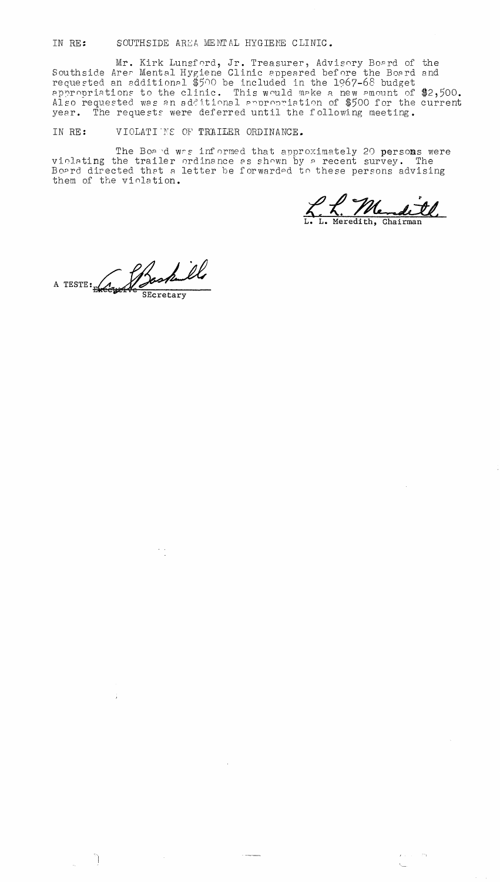IN RE: SOUTHSIDE AREA MENTAL HYGIENE CLINIC.

Mr. Kirk Lunsford, Jr. Treasurer, Advisory Board of the Southside Area Mental Hygiene Clinic appeared before the Board and requested an additional $500 be included in the 1967-68 budget appropriations to the clinic. This would make a new amount of $2,500. Also requested was an additional appropriation of $500 for the current year. The requests were deferred until the following meeting.

IN RE: VIOLATIONS OF TRAILER ORDINANCE.

The Board was informed that approximately 20 persons were violating the trailer ordinance as shown by a recent survey. The Board directed that a letter be forwarded to these persons advising them of the violation.

L. L. Meredith, Chairman

A TESTE: ~~Executive~~ SEcretary